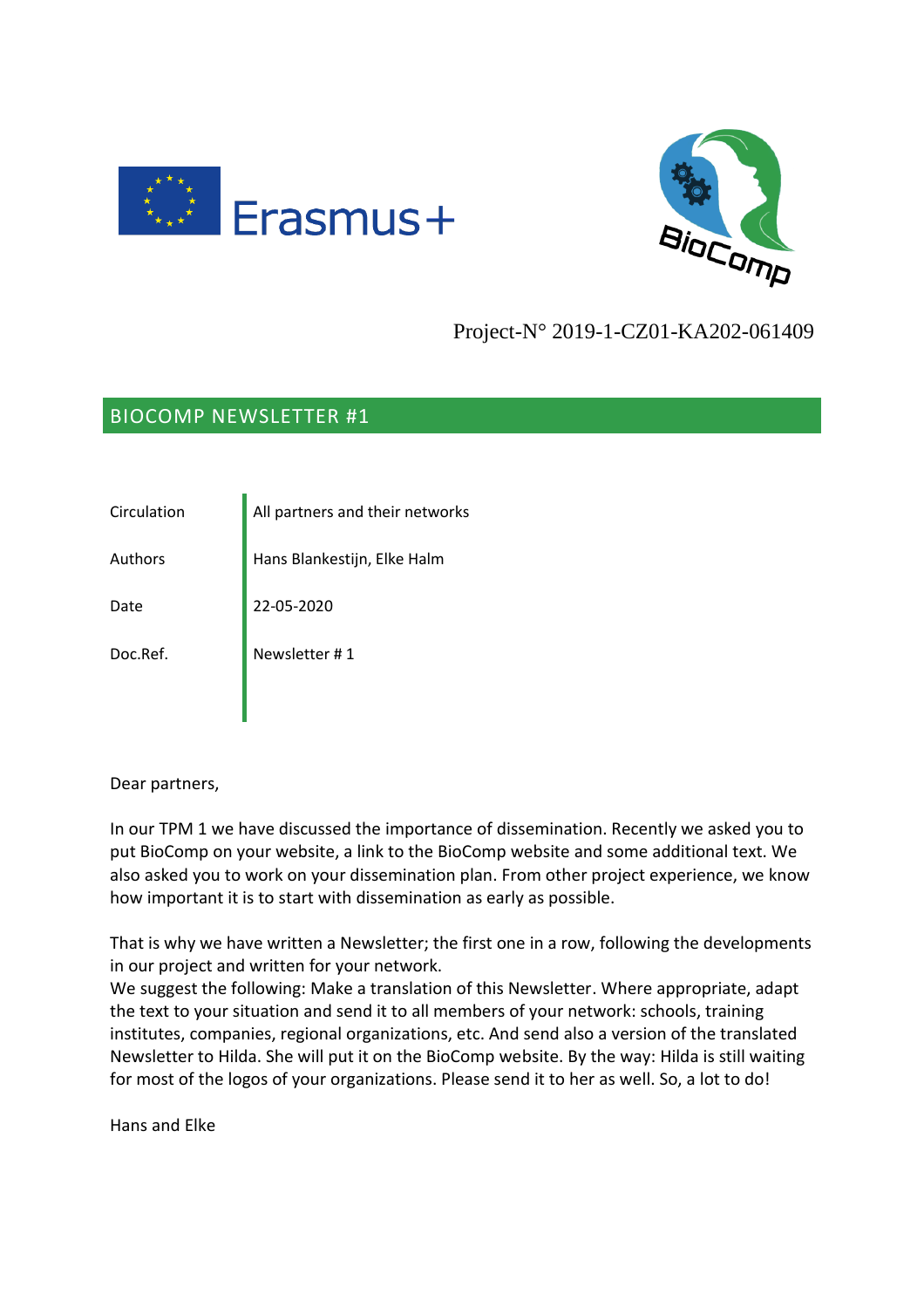Erasmus+

BioComp

Project-N° 2019-1-CZ01-KA202-061409

## BIOCOMP NEWSLETTER #1

| | |
|---|---|
| Circulation | All partners and their networks |
| Authors | Hans Blankestijn, Elke Halm |
| Date | 22-05-2020 |
| Doc.Ref. | Newsletter # 1 |

Dear partners,

In our TPM 1 we have discussed the importance of dissemination. Recently we asked you to put BioComp on your website, a link to the BioComp website and some additional text. We also asked you to work on your dissemination plan. From other project experience, we know how important it is to start with dissemination as early as possible.

That is why we have written a Newsletter; the first one in a row, following the developments in our project and written for your network.
We suggest the following: Make a translation of this Newsletter. Where appropriate, adapt the text to your situation and send it to all members of your network: schools, training institutes, companies, regional organizations, etc. And send also a version of the translated Newsletter to Hilda. She will put it on the BioComp website. By the way: Hilda is still waiting for most of the logos of your organizations. Please send it to her as well. So, a lot to do!

Hans and Elke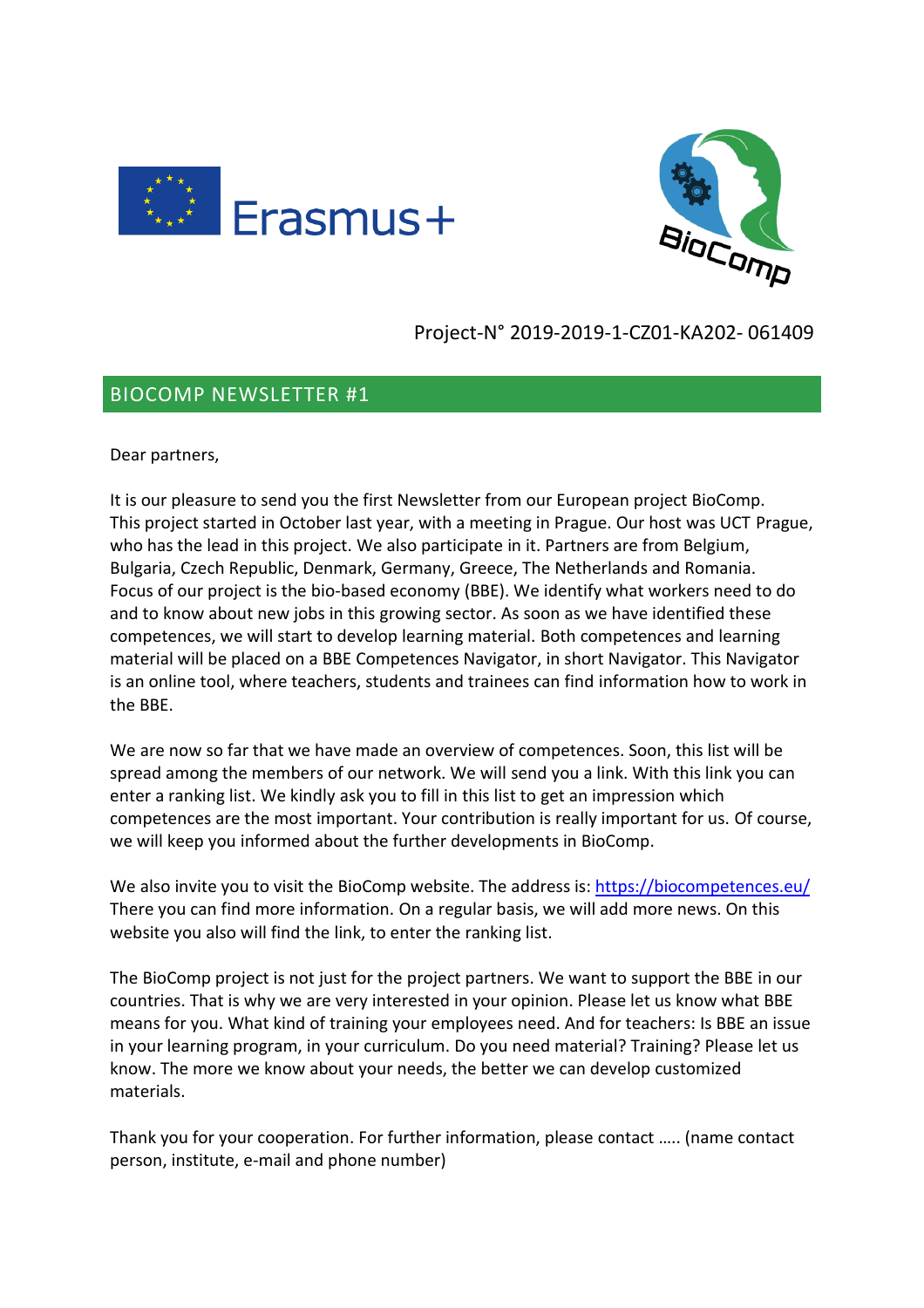Project-N° 2019-2019-1-CZ01-KA202- 061409

## BIOCOMP NEWSLETTER #1

Dear partners,

It is our pleasure to send you the first Newsletter from our European project BioComp. This project started in October last year, with a meeting in Prague. Our host was UCT Prague, who has the lead in this project. We also participate in it. Partners are from Belgium, Bulgaria, Czech Republic, Denmark, Germany, Greece, The Netherlands and Romania. Focus of our project is the bio-based economy (BBE). We identify what workers need to do and to know about new jobs in this growing sector. As soon as we have identified these competences, we will start to develop learning material. Both competences and learning material will be placed on a BBE Competences Navigator, in short Navigator. This Navigator is an online tool, where teachers, students and trainees can find information how to work in the BBE.

We are now so far that we have made an overview of competences. Soon, this list will be spread among the members of our network. We will send you a link. With this link you can enter a ranking list. We kindly ask you to fill in this list to get an impression which competences are the most important. Your contribution is really important for us. Of course, we will keep you informed about the further developments in BioComp.

We also invite you to visit the BioComp website. The address is: [https://biocompetences.eu/](https://biocompetences.eu/) There you can find more information. On a regular basis, we will add more news. On this website you also will find the link, to enter the ranking list.

The BioComp project is not just for the project partners. We want to support the BBE in our countries. That is why we are very interested in your opinion. Please let us know what BBE means for you. What kind of training your employees need. And for teachers: Is BBE an issue in your learning program, in your curriculum. Do you need material? Training? Please let us know. The more we know about your needs, the better we can develop customized materials.

Thank you for your cooperation. For further information, please contact ….. (name contact person, institute, e-mail and phone number)